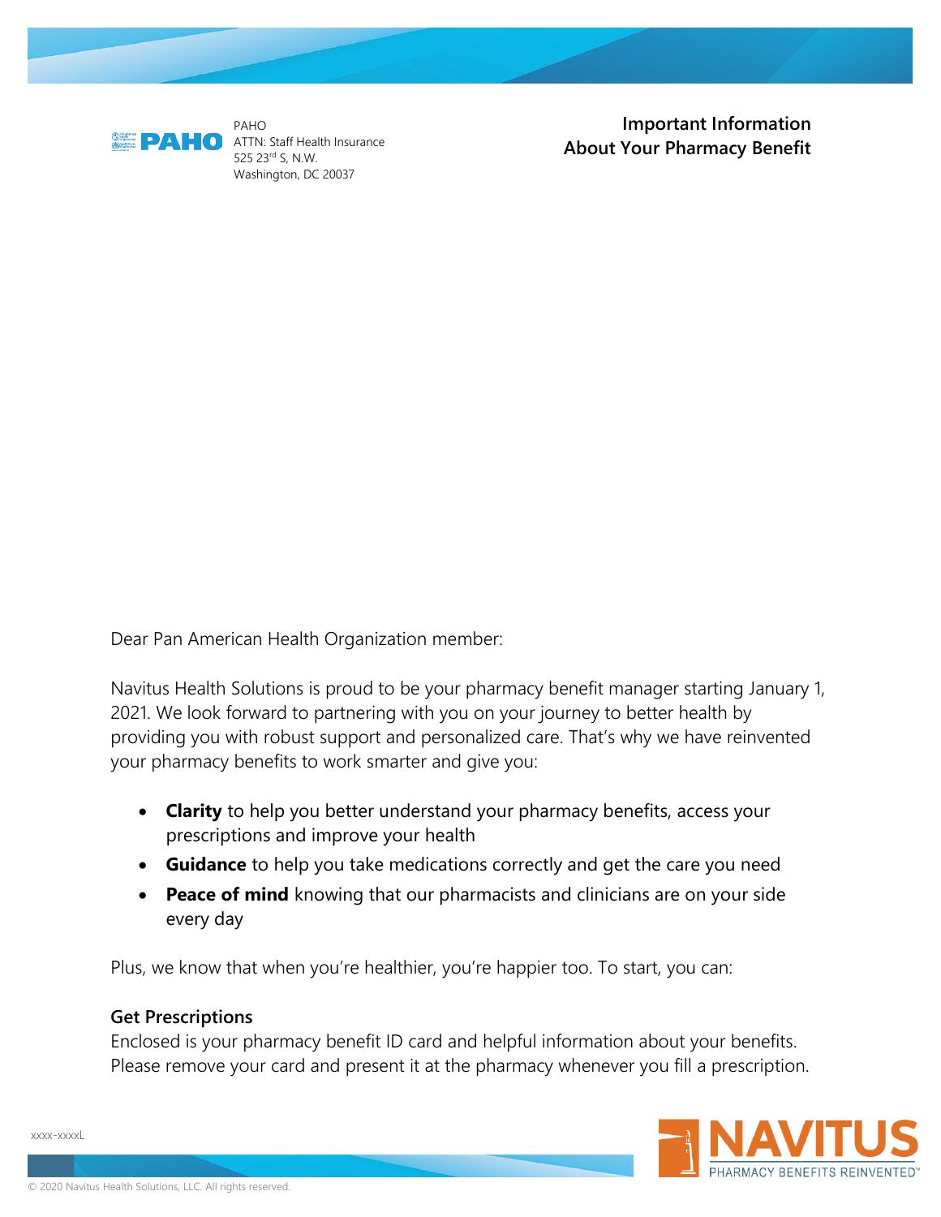PAHO
ATTN: Staff Health Insurance
525 23rd S, N.W.
Washington, DC 20037

**Important Information**
**About Your Pharmacy Benefit**

Dear Pan American Health Organization member:

Navitus Health Solutions is proud to be your pharmacy benefit manager starting January 1, 2021. We look forward to partnering with you on your journey to better health by providing you with robust support and personalized care. That's why we have reinvented your pharmacy benefits to work smarter and give you:

- **Clarity** to help you better understand your pharmacy benefits, access your prescriptions and improve your health
- **Guidance** to help you take medications correctly and get the care you need
- **Peace of mind** knowing that our pharmacists and clinicians are on your side every day

Plus, we know that when you're healthier, you're happier too. To start, you can:

### Get Prescriptions

Enclosed is your pharmacy benefit ID card and helpful information about your benefits. Please remove your card and present it at the pharmacy whenever you fill a prescription.

xxxx-xxxxL

NAVITUS PHARMACY BENEFITS REINVENTED™

© 2020 Navitus Health Solutions, LLC. All rights reserved.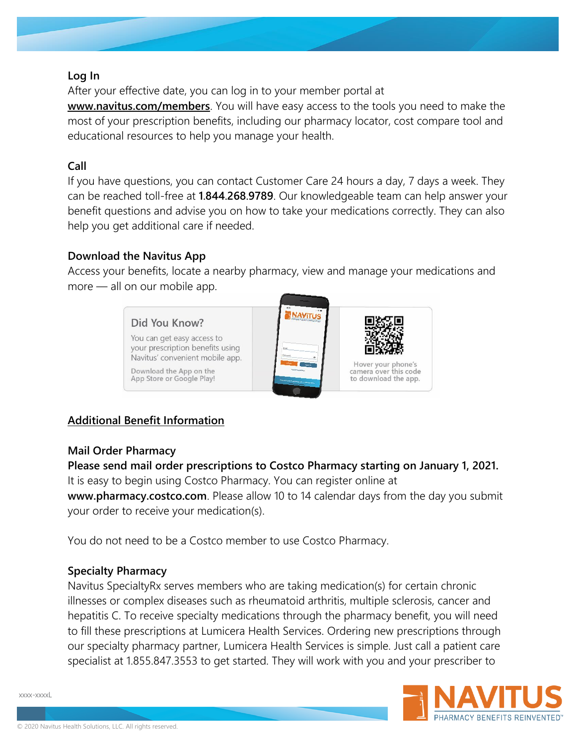### Log In

After your effective date, you can log in to your member portal at **www.navitus.com/members**. You will have easy access to the tools you need to make the most of your prescription benefits, including our pharmacy locator, cost compare tool and educational resources to help you manage your health.

### Call

If you have questions, you can contact Customer Care 24 hours a day, 7 days a week. They can be reached toll-free at **1.844.268.9789**. Our knowledgeable team can help answer your benefit questions and advise you on how to take your medications correctly. They can also help you get additional care if needed.

### Download the Navitus App

Access your benefits, locate a nearby pharmacy, view and manage your medications and more — all on our mobile app.

**Did You Know?**

You can get easy access to your prescription benefits using Navitus' convenient mobile app.

Download the App on the App Store or Google Play!

Hover your phone's camera over this code to download the app.

## Additional Benefit Information

### Mail Order Pharmacy

**Please send mail order prescriptions to Costco Pharmacy starting on January 1, 2021.** It is easy to begin using Costco Pharmacy. You can register online at **www.pharmacy.costco.com**. Please allow 10 to 14 calendar days from the day you submit your order to receive your medication(s).

You do not need to be a Costco member to use Costco Pharmacy.

### Specialty Pharmacy

Navitus SpecialtyRx serves members who are taking medication(s) for certain chronic illnesses or complex diseases such as rheumatoid arthritis, multiple sclerosis, cancer and hepatitis C. To receive specialty medications through the pharmacy benefit, you will need to fill these prescriptions at Lumicera Health Services. Ordering new prescriptions through our specialty pharmacy partner, Lumicera Health Services is simple. Just call a patient care specialist at 1.855.847.3553 to get started. They will work with you and your prescriber to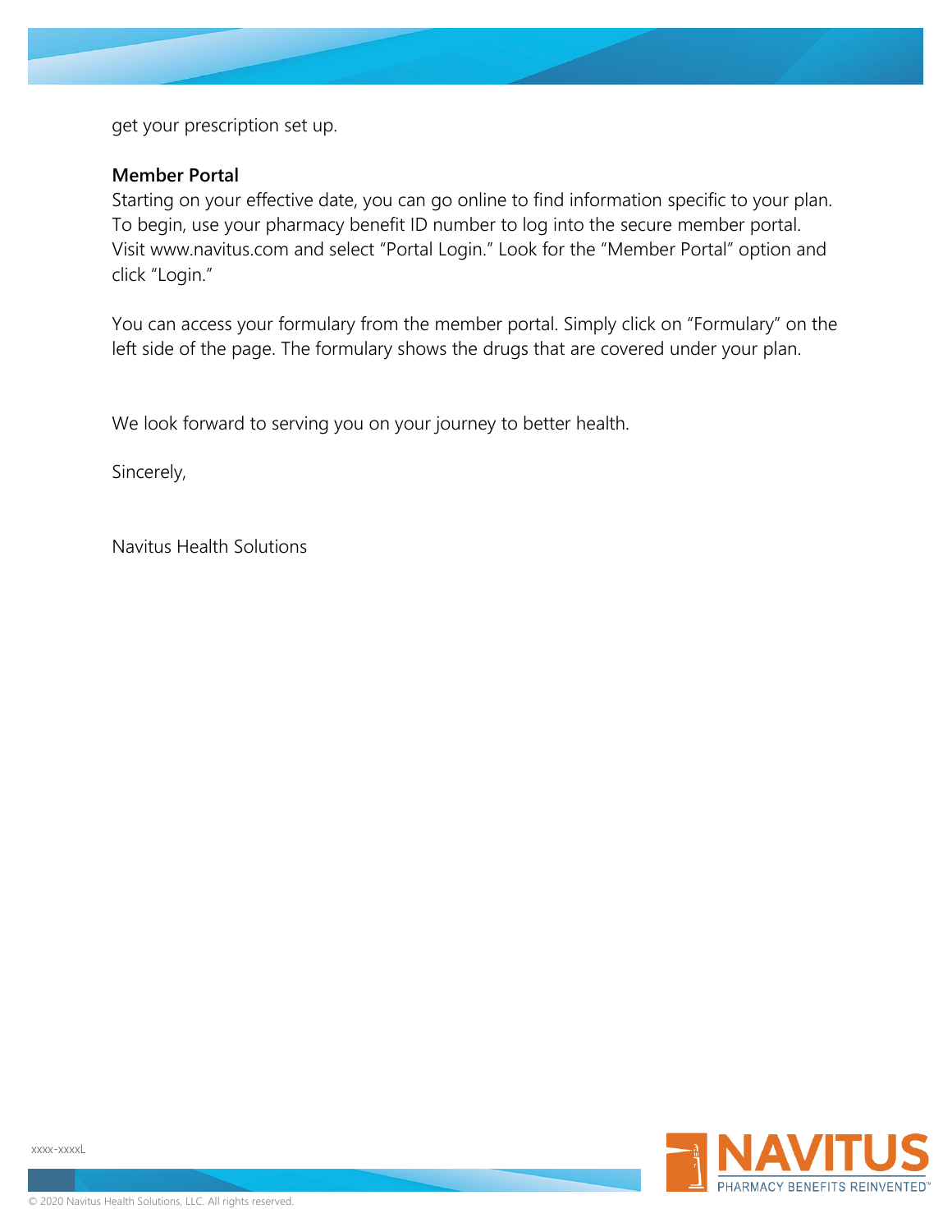get your prescription set up.

**Member Portal**

Starting on your effective date, you can go online to find information specific to your plan. To begin, use your pharmacy benefit ID number to log into the secure member portal. Visit www.navitus.com and select "Portal Login." Look for the "Member Portal" option and click "Login."

You can access your formulary from the member portal. Simply click on "Formulary" on the left side of the page. The formulary shows the drugs that are covered under your plan.

We look forward to serving you on your journey to better health.

Sincerely,

Navitus Health Solutions

xxxx-xxxxL

© 2020 Navitus Health Solutions, LLC. All rights reserved.